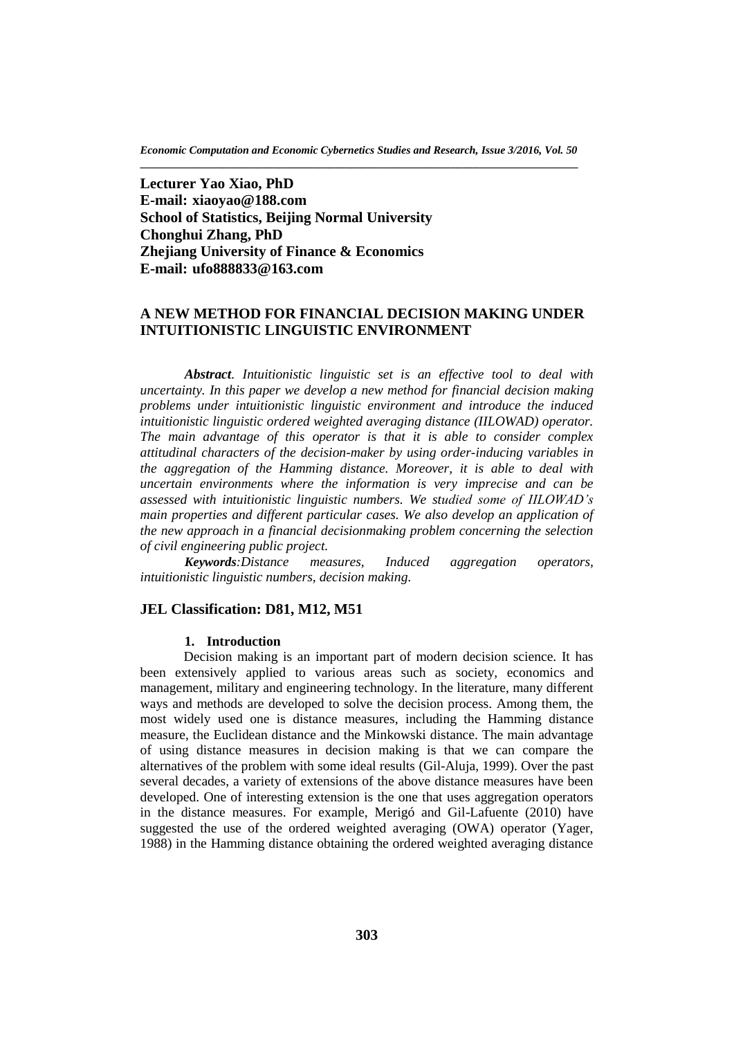**Lecturer Yao Xiao, PhD**
**E-mail: xiaoyao@188.com**
**School of Statistics, Beijing Normal University**
**Chonghui Zhang, PhD**
**Zhejiang University of Finance & Economics**
**E-mail: ufo888833@163.com**

# A NEW METHOD FOR FINANCIAL DECISION MAKING UNDER INTUITIONISTIC LINGUISTIC ENVIRONMENT

***Abstract**. Intuitionistic linguistic set is an effective tool to deal with uncertainty. In this paper we develop a new method for financial decision making problems under intuitionistic linguistic environment and introduce the induced intuitionistic linguistic ordered weighted averaging distance (IILOWAD) operator. The main advantage of this operator is that it is able to consider complex attitudinal characters of the decision-maker by using order-inducing variables in the aggregation of the Hamming distance. Moreover, it is able to deal with uncertain environments where the information is very imprecise and can be assessed with intuitionistic linguistic numbers. We studied some of IILOWAD's main properties and different particular cases. We also develop an application of the new approach in a financial decisionmaking problem concerning the selection of civil engineering public project.*

***Keywords**:Distance measures, Induced aggregation operators, intuitionistic linguistic numbers, decision making.*

**JEL Classification: D81, M12, M51**

## 1. Introduction

Decision making is an important part of modern decision science. It has been extensively applied to various areas such as society, economics and management, military and engineering technology. In the literature, many different ways and methods are developed to solve the decision process. Among them, the most widely used one is distance measures, including the Hamming distance measure, the Euclidean distance and the Minkowski distance. The main advantage of using distance measures in decision making is that we can compare the alternatives of the problem with some ideal results (Gil-Aluja, 1999). Over the past several decades, a variety of extensions of the above distance measures have been developed. One of interesting extension is the one that uses aggregation operators in the distance measures. For example, Merigó and Gil-Lafuente (2010) have suggested the use of the ordered weighted averaging (OWA) operator (Yager, 1988) in the Hamming distance obtaining the ordered weighted averaging distance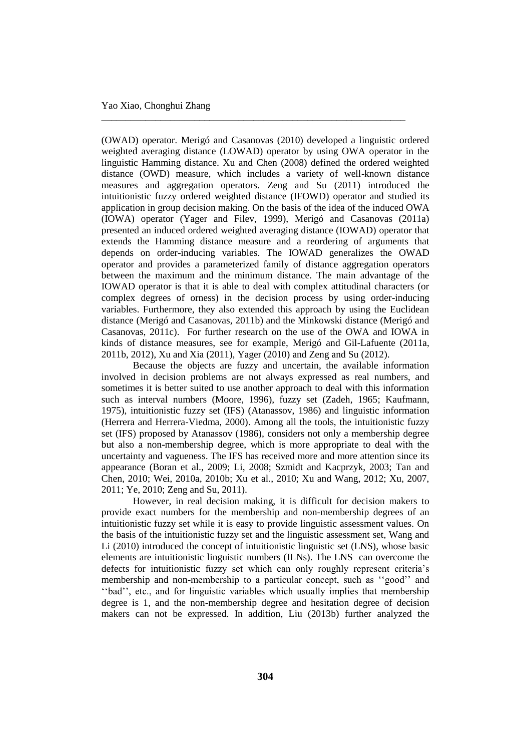(OWAD) operator. Merigó and Casanovas (2010) developed a linguistic ordered weighted averaging distance (LOWAD) operator by using OWA operator in the linguistic Hamming distance. Xu and Chen (2008) defined the ordered weighted distance (OWD) measure, which includes a variety of well-known distance measures and aggregation operators. Zeng and Su (2011) introduced the intuitionistic fuzzy ordered weighted distance (IFOWD) operator and studied its application in group decision making. On the basis of the idea of the induced OWA (IOWA) operator (Yager and Filev, 1999), Merigó and Casanovas (2011a) presented an induced ordered weighted averaging distance (IOWAD) operator that extends the Hamming distance measure and a reordering of arguments that depends on order-inducing variables. The IOWAD generalizes the OWAD operator and provides a parameterized family of distance aggregation operators between the maximum and the minimum distance. The main advantage of the IOWAD operator is that it is able to deal with complex attitudinal characters (or complex degrees of orness) in the decision process by using order-inducing variables. Furthermore, they also extended this approach by using the Euclidean distance (Merigó and Casanovas, 2011b) and the Minkowski distance (Merigó and Casanovas, 2011c). For further research on the use of the OWA and IOWA in kinds of distance measures, see for example, Merigó and Gil-Lafuente (2011a, 2011b, 2012), Xu and Xia (2011), Yager (2010) and Zeng and Su (2012).

Because the objects are fuzzy and uncertain, the available information involved in decision problems are not always expressed as real numbers, and sometimes it is better suited to use another approach to deal with this information such as interval numbers (Moore, 1996), fuzzy set (Zadeh, 1965; Kaufmann, 1975), intuitionistic fuzzy set (IFS) (Atanassov, 1986) and linguistic information (Herrera and Herrera-Viedma, 2000). Among all the tools, the intuitionistic fuzzy set (IFS) proposed by Atanassov (1986), considers not only a membership degree but also a non-membership degree, which is more appropriate to deal with the uncertainty and vagueness. The IFS has received more and more attention since its appearance (Boran et al., 2009; Li, 2008; Szmidt and Kacprzyk, 2003; Tan and Chen, 2010; Wei, 2010a, 2010b; Xu et al., 2010; Xu and Wang, 2012; Xu, 2007, 2011; Ye, 2010; Zeng and Su, 2011).

However, in real decision making, it is difficult for decision makers to provide exact numbers for the membership and non-membership degrees of an intuitionistic fuzzy set while it is easy to provide linguistic assessment values. On the basis of the intuitionistic fuzzy set and the linguistic assessment set, Wang and Li (2010) introduced the concept of intuitionistic linguistic set (LNS), whose basic elements are intuitionistic linguistic numbers (ILNs). The LNS can overcome the defects for intuitionistic fuzzy set which can only roughly represent criteria's membership and non-membership to a particular concept, such as ''good'' and ''bad'', etc., and for linguistic variables which usually implies that membership degree is 1, and the non-membership degree and hesitation degree of decision makers can not be expressed. In addition, Liu (2013b) further analyzed the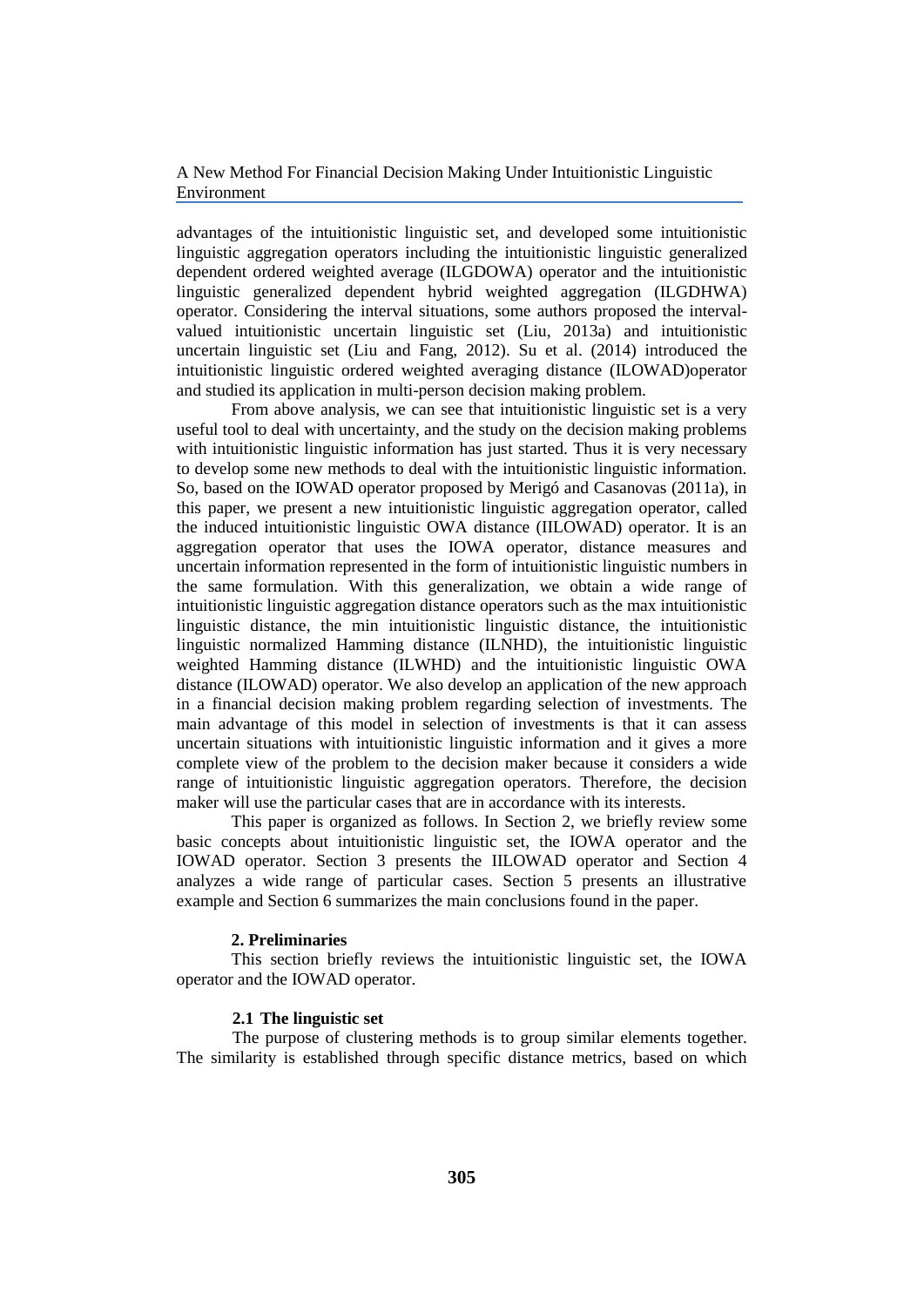advantages of the intuitionistic linguistic set, and developed some intuitionistic linguistic aggregation operators including the intuitionistic linguistic generalized dependent ordered weighted average (ILGDOWA) operator and the intuitionistic linguistic generalized dependent hybrid weighted aggregation (ILGDHWA) operator. Considering the interval situations, some authors proposed the interval-valued intuitionistic uncertain linguistic set (Liu, 2013a) and intuitionistic uncertain linguistic set (Liu and Fang, 2012). Su et al. (2014) introduced the intuitionistic linguistic ordered weighted averaging distance (ILOWAD)operator and studied its application in multi-person decision making problem.

From above analysis, we can see that intuitionistic linguistic set is a very useful tool to deal with uncertainty, and the study on the decision making problems with intuitionistic linguistic information has just started. Thus it is very necessary to develop some new methods to deal with the intuitionistic linguistic information. So, based on the IOWAD operator proposed by Merigó and Casanovas (2011a), in this paper, we present a new intuitionistic linguistic aggregation operator, called the induced intuitionistic linguistic OWA distance (IILOWAD) operator. It is an aggregation operator that uses the IOWA operator, distance measures and uncertain information represented in the form of intuitionistic linguistic numbers in the same formulation. With this generalization, we obtain a wide range of intuitionistic linguistic aggregation distance operators such as the max intuitionistic linguistic distance, the min intuitionistic linguistic distance, the intuitionistic linguistic normalized Hamming distance (ILNHD), the intuitionistic linguistic weighted Hamming distance (ILWHD) and the intuitionistic linguistic OWA distance (ILOWAD) operator. We also develop an application of the new approach in a financial decision making problem regarding selection of investments. The main advantage of this model in selection of investments is that it can assess uncertain situations with intuitionistic linguistic information and it gives a more complete view of the problem to the decision maker because it considers a wide range of intuitionistic linguistic aggregation operators. Therefore, the decision maker will use the particular cases that are in accordance with its interests.

This paper is organized as follows. In Section 2, we briefly review some basic concepts about intuitionistic linguistic set, the IOWA operator and the IOWAD operator. Section 3 presents the IILOWAD operator and Section 4 analyzes a wide range of particular cases. Section 5 presents an illustrative example and Section 6 summarizes the main conclusions found in the paper.

## 2. Preliminaries

This section briefly reviews the intuitionistic linguistic set, the IOWA operator and the IOWAD operator.

### 2.1 The linguistic set

The purpose of clustering methods is to group similar elements together. The similarity is established through specific distance metrics, based on which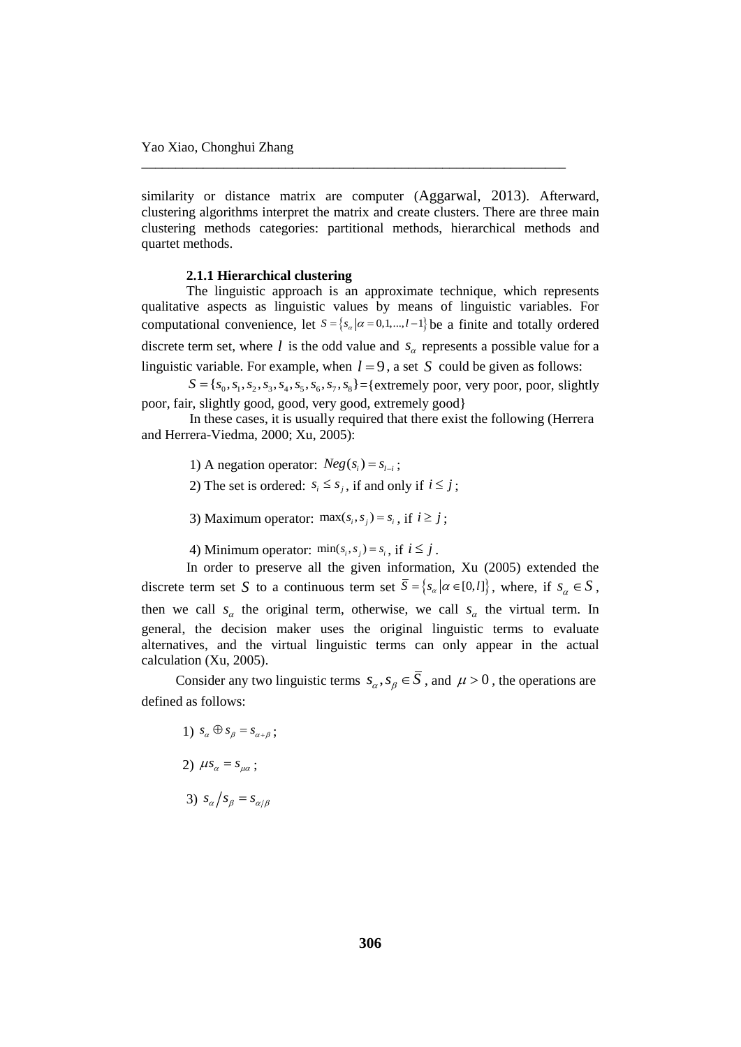similarity or distance matrix are computer (Aggarwal, 2013). Afterward, clustering algorithms interpret the matrix and create clusters. There are three main clustering methods categories: partitional methods, hierarchical methods and quartet methods.

### 2.1.1 Hierarchical clustering

The linguistic approach is an approximate technique, which represents qualitative aspects as linguistic values by means of linguistic variables. For computational convenience, let $S = \{s_\alpha | \alpha = 0,1,...,l-1\}$ be a finite and totally ordered discrete term set, where $l$ is the odd value and $s_\alpha$ represents a possible value for a linguistic variable. For example, when $l = 9$, a set $S$ could be given as follows:

$S = \{s_0, s_1, s_2, s_3, s_4, s_5, s_6, s_7, s_8\}$={extremely poor, very poor, poor, slightly poor, fair, slightly good, good, very good, extremely good}

In these cases, it is usually required that there exist the following (Herrera and Herrera-Viedma, 2000; Xu, 2005):

1) A negation operator: $Neg(s_i) = s_{l-i}$;

2) The set is ordered: $s_i \le s_j$, if and only if $i \le j$;

3) Maximum operator: $\max(s_i, s_j) = s_i$, if $i \ge j$;

4) Minimum operator: $\min(s_i, s_j) = s_i$, if $i \le j$.

In order to preserve all the given information, Xu (2005) extended the discrete term set $S$ to a continuous term set $\bar{S} = \{s_\alpha | \alpha \in [0,l]\}$, where, if $s_\alpha \in S$, then we call $s_\alpha$ the original term, otherwise, we call $s_\alpha$ the virtual term. In general, the decision maker uses the original linguistic terms to evaluate alternatives, and the virtual linguistic terms can only appear in the actual calculation (Xu, 2005).

Consider any two linguistic terms $s_\alpha, s_\beta \in \bar{S}$, and $\mu > 0$, the operations are defined as follows:

1) $s_\alpha \oplus s_\beta = s_{\alpha+\beta}$;

2) $\mu s_\alpha = s_{\mu\alpha}$;

3) $s_\alpha / s_\beta = s_{\alpha/\beta}$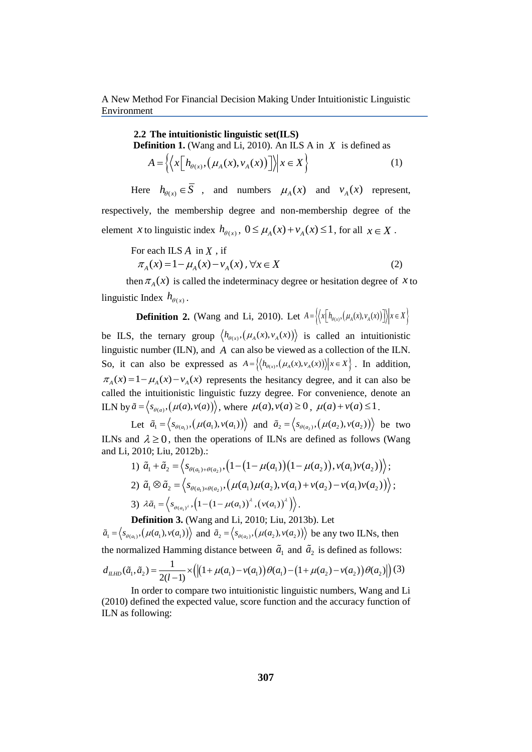### 2.2 The intuitionistic linguistic set(ILS)

**Definition 1.** (Wang and Li, 2010). An ILS A in $X$ is defined as

$$A=\left\{\left\langle x\left[h_{\theta(x)},\left(\mu_A(x),v_A(x)\right)\right]\right\rangle \middle| x\in X\right\} \tag{1}$$

Here $h_{\theta(x)}\in\overline{S}$, and numbers $\mu_A(x)$ and $v_A(x)$ represent, respectively, the membership degree and non-membership degree of the element $x$ to linguistic index $h_{\theta(x)}$, $0\le\mu_A(x)+v_A(x)\le 1$, for all $x\in X$.

For each ILS $A$ in $X$, if

$$\pi_A(x)=1-\mu_A(x)-v_A(x),\forall x\in X \tag{2}$$

then $\pi_A(x)$ is called the indeterminacy degree or hesitation degree of $x$ to linguistic Index $h_{\theta(x)}$.

**Definition 2.** (Wang and Li, 2010). Let $A=\left\{\left\langle x\left[h_{\theta(x)},\left(\mu_A(x),v_A(x)\right)\right]\right\rangle \middle| x\in X\right\}$ be ILS, the ternary group $\left\langle h_{\theta(x)},\left(\mu_A(x),v_A(x)\right)\right\rangle$ is called an intuitionistic linguistic number (ILN), and $A$ can also be viewed as a collection of the ILN. So, it can also be expressed as $A=\left\{\left\langle h_{\theta(x)},\left(\mu_A(x),v_A(x)\right)\right\rangle \middle| x\in X\right\}$. In addition, $\pi_A(x)=1-\mu_A(x)-v_A(x)$ represents the hesitancy degree, and it can also be called the intuitionistic linguistic fuzzy degree. For convenience, denote an ILN by $\tilde{a}=\left\langle s_{\theta(a)},\left(\mu(a),v(a)\right)\right\rangle$, where $\mu(a),v(a)\ge 0$, $\mu(a)+v(a)\le 1$.

Let $\tilde{a}_1=\left\langle s_{\theta(a_1)},\left(\mu(a_1),v(a_1)\right)\right\rangle$ and $\tilde{a}_2=\left\langle s_{\theta(a_2)},\left(\mu(a_2),v(a_2)\right)\right\rangle$ be two ILNs and $\lambda\ge 0$, then the operations of ILNs are defined as follows (Wang and Li, 2010; Liu, 2012b).:

1) $\tilde{a}_1+\tilde{a}_2=\left\langle s_{\theta(a_1)+\theta(a_2)},\left(1-\left(1-\mu(a_1)\right)\left(1-\mu(a_2)\right),v(a_1)v(a_2)\right)\right\rangle$;

2) $\tilde{a}_1\otimes\tilde{a}_2=\left\langle s_{\theta(a_1)\times\theta(a_2)},\left(\mu(a_1)\mu(a_2),v(a_1)+v(a_2)-v(a_1)v(a_2)\right)\right\rangle$;

3) $\lambda\tilde{a}_1=\left\langle s_{\theta(a_1)^{\lambda}},\left(1-\left(1-\mu(a_1)\right)^{\lambda},\left(v(a_1)\right)^{\lambda}\right)\right\rangle$.

**Definition 3.** (Wang and Li, 2010; Liu, 2013b). Let $\tilde{a}_1=\left\langle s_{\theta(a_1)},\left(\mu(a_1),v(a_1)\right)\right\rangle$ and $\tilde{a}_2=\left\langle s_{\theta(a_2)},\left(\mu(a_2),v(a_2)\right)\right\rangle$ be any two ILNs, then the normalized Hamming distance between $\tilde{a}_1$ and $\tilde{a}_2$ is defined as follows:

$$d_{ILHD}(\tilde{a}_1,\tilde{a}_2)=\frac{1}{2(l-1)}\times\left(\left|\left(1+\mu(a_1)-v(a_1)\right)\theta(a_1)-\left(1+\mu(a_2)-v(a_2)\right)\theta(a_2)\right|\right) \tag{3}$$

In order to compare two intuitionistic linguistic numbers, Wang and Li (2010) defined the expected value, score function and the accuracy function of ILN as following: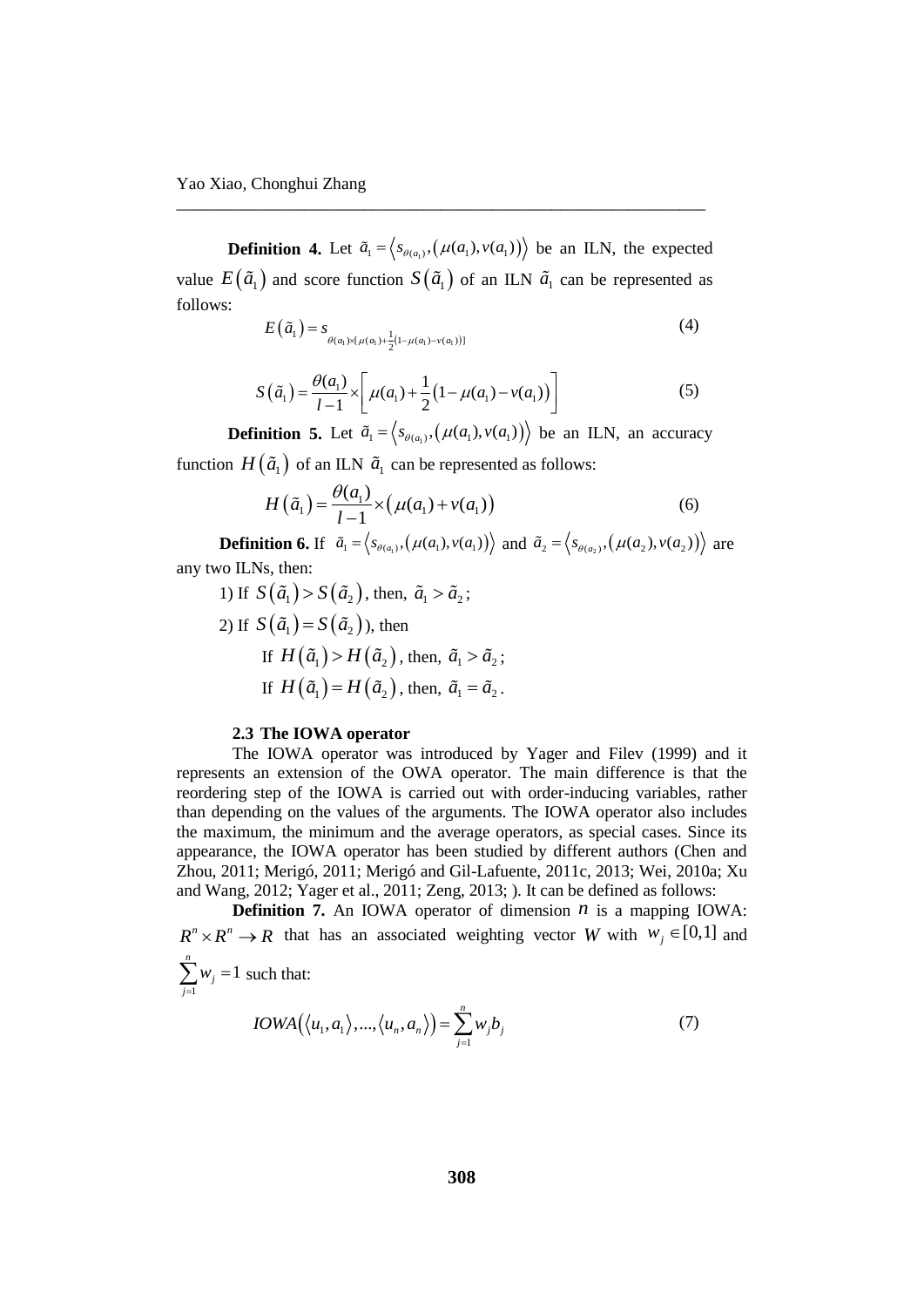**Definition 4.** Let $\tilde{a}_1 = \left\langle s_{\theta(a_1)}, \left(\mu(a_1), v(a_1)\right)\right\rangle$ be an ILN, the expected value $E\left(\tilde{a}_1\right)$ and score function $S\left(\tilde{a}_1\right)$ of an ILN $\tilde{a}_1$ can be represented as follows:

$$E\left(\tilde{a}_1\right) = s_{\theta(a_1)\times[\mu(a_1)+\frac{1}{2}(1-\mu(a_1)-v(a_1))]} \tag{4}$$

$$S\left(\tilde{a}_1\right) = \frac{\theta(a_1)}{l-1} \times \left[\mu(a_1) + \frac{1}{2}\left(1-\mu(a_1)-v(a_1)\right)\right] \tag{5}$$

**Definition 5.** Let $\tilde{a}_1 = \left\langle s_{\theta(a_1)}, \left(\mu(a_1), v(a_1)\right)\right\rangle$ be an ILN, an accuracy function $H\left(\tilde{a}_1\right)$ of an ILN $\tilde{a}_1$ can be represented as follows:

$$H\left(\tilde{a}_1\right) = \frac{\theta(a_1)}{l-1} \times \left(\mu(a_1) + v(a_1)\right) \tag{6}$$

**Definition 6.** If $\tilde{a}_1 = \left\langle s_{\theta(a_1)}, \left(\mu(a_1), v(a_1)\right)\right\rangle$ and $\tilde{a}_2 = \left\langle s_{\theta(a_2)}, \left(\mu(a_2), v(a_2)\right)\right\rangle$ are any two ILNs, then:

1) If $S\left(\tilde{a}_1\right) > S\left(\tilde{a}_2\right)$, then, $\tilde{a}_1 > \tilde{a}_2$;

2) If $S\left(\tilde{a}_1\right) = S\left(\tilde{a}_2\right)$), then

   If $H\left(\tilde{a}_1\right) > H\left(\tilde{a}_2\right)$, then, $\tilde{a}_1 > \tilde{a}_2$;

   If $H\left(\tilde{a}_1\right) = H\left(\tilde{a}_2\right)$, then, $\tilde{a}_1 = \tilde{a}_2$.

### 2.3 The IOWA operator

The IOWA operator was introduced by Yager and Filev (1999) and it represents an extension of the OWA operator. The main difference is that the reordering step of the IOWA is carried out with order-inducing variables, rather than depending on the values of the arguments. The IOWA operator also includes the maximum, the minimum and the average operators, as special cases. Since its appearance, the IOWA operator has been studied by different authors (Chen and Zhou, 2011; Merigó, 2011; Merigó and Gil-Lafuente, 2011c, 2013; Wei, 2010a; Xu and Wang, 2012; Yager et al., 2011; Zeng, 2013; ). It can be defined as follows:

**Definition 7.** An IOWA operator of dimension $n$ is a mapping IOWA: $R^n \times R^n \rightarrow R$ that has an associated weighting vector $W$ with $w_j \in [0,1]$ and $\sum_{j=1}^{n} w_j = 1$ such that:

$$IOWA\left(\langle u_1, a_1\rangle, ..., \langle u_n, a_n\rangle\right) = \sum_{j=1}^{n} w_j b_j \tag{7}$$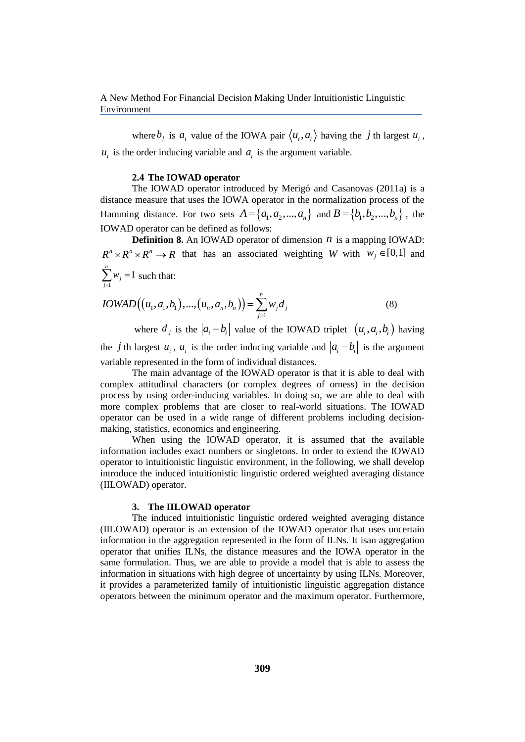where $b_j$ is $a_i$ value of the IOWA pair $\langle u_i, a_i \rangle$ having the $j$ th largest $u_i$, $u_i$ is the order inducing variable and $a_i$ is the argument variable.

### 2.4 The IOWAD operator

The IOWAD operator introduced by Merigó and Casanovas (2011a) is a distance measure that uses the IOWA operator in the normalization process of the Hamming distance. For two sets $A = \{a_1, a_2, ..., a_n\}$ and $B = \{b_1, b_2, ..., b_n\}$, the IOWAD operator can be defined as follows:

**Definition 8.** An IOWAD operator of dimension $n$ is a mapping IOWAD: $R^n \times R^n \times R^n \to R$ that has an associated weighting $W$ with $w_j \in [0,1]$ and $\sum_{j=1}^{n} w_j = 1$ such that:

$$IOWAD\left((u_1, a_1, b_1), ..., (u_n, a_n, b_n)\right) = \sum_{j=1}^{n} w_j d_j \tag{8}$$

where $d_j$ is the $|a_i - b_i|$ value of the IOWAD triplet $(u_i, a_i, b_i)$ having the $j$ th largest $u_i$, $u_i$ is the order inducing variable and $|a_i - b_i|$ is the argument variable represented in the form of individual distances.

The main advantage of the IOWAD operator is that it is able to deal with complex attitudinal characters (or complex degrees of orness) in the decision process by using order-inducing variables. In doing so, we are able to deal with more complex problems that are closer to real-world situations. The IOWAD operator can be used in a wide range of different problems including decision-making, statistics, economics and engineering.

When using the IOWAD operator, it is assumed that the available information includes exact numbers or singletons. In order to extend the IOWAD operator to intuitionistic linguistic environment, in the following, we shall develop introduce the induced intuitionistic linguistic ordered weighted averaging distance (IILOWAD) operator.

## 3. The IILOWAD operator

The induced intuitionistic linguistic ordered weighted averaging distance (IILOWAD) operator is an extension of the IOWAD operator that uses uncertain information in the aggregation represented in the form of ILNs. It isan aggregation operator that unifies ILNs, the distance measures and the IOWA operator in the same formulation. Thus, we are able to provide a model that is able to assess the information in situations with high degree of uncertainty by using ILNs. Moreover, it provides a parameterized family of intuitionistic linguistic aggregation distance operators between the minimum operator and the maximum operator. Furthermore,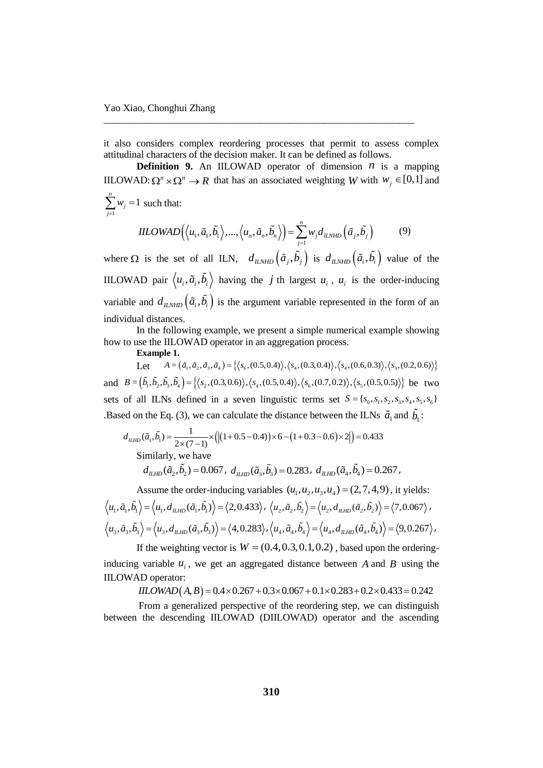it also considers complex reordering processes that permit to assess complex attitudinal characters of the decision maker. It can be defined as follows.

**Definition 9.** An IILOWAD operator of dimension $n$ is a mapping IILOWAD: $\Omega^n \times \Omega^n \rightarrow R$ that has an associated weighting $W$ with $w_j \in [0,1]$ and $\sum_{j=1}^{n} w_j = 1$ such that:

$$IILOWAD\left(\left\langle u_1, \tilde{a}_1, \tilde{b}_1 \right\rangle, ..., \left\langle u_n, \tilde{a}_n, \tilde{b}_n \right\rangle\right) = \sum_{j=1}^{n} w_j d_{ILNHD}\left(\tilde{a}_j, \tilde{b}_j\right) \tag{9}$$

where $\Omega$ is the set of all ILN, $d_{ILNHD}\left(\tilde{a}_j, \tilde{b}_j\right)$ is $d_{ILNHD}\left(\tilde{a}_i, \tilde{b}_i\right)$ value of the IILOWAD pair $\left\langle u_i, \tilde{a}_i, \tilde{b}_i \right\rangle$ having the $j$ th largest $u_i$, $u_i$ is the order-inducing variable and $d_{ILNHD}\left(\tilde{a}_i, \tilde{b}_i\right)$ is the argument variable represented in the form of an individual distances.

In the following example, we present a simple numerical example showing how to use the IILOWAD operator in an aggregation process.

**Example 1.**

Let $A = (\tilde{a}_1, \tilde{a}_2, \tilde{a}_3, \tilde{a}_4) = \left\{\langle s_6, (0.5, 0.4)\rangle, \langle s_4, (0.3, 0.4)\rangle, \langle s_4, (0.6, 0.3)\rangle, \langle s_3, (0.2, 0.6)\rangle\right\}$ and $B = (\tilde{b}_1, \tilde{b}_2, \tilde{b}_3, \tilde{b}_4) = \left\{\langle s_2, (0.3, 0.6)\rangle, \langle s_4, (0.5, 0.4)\rangle, \langle s_6, (0.7, 0.2)\rangle, \langle s_5, (0.5, 0.5)\rangle\right\}$ be two sets of all ILNs defined in a seven linguistic terms set $S = \{s_0, s_1, s_2, s_3, s_4, s_5, s_6\}$ .Based on the Eq. (3), we can calculate the distance between the ILNs $\tilde{a}_1$ and $\tilde{b}_1$:

$$d_{ILHD}(\tilde{a}_1, \tilde{b}_1) = \frac{1}{2 \times (7-1)} \times \left(\left|(1 + 0.5 - 0.4)) \times 6 - (1 + 0.3 - 0.6) \times 2\right|\right) = 0.433$$

Similarly, we have

$$d_{ILHD}(\tilde{a}_2, \tilde{b}_2) = 0.067,\ d_{ILHD}(\tilde{a}_3, \tilde{b}_3) = 0.283,\ d_{ILHD}(\tilde{a}_4, \tilde{b}_4) = 0.267,$$

Assume the order-inducing variables $(u_1, u_2, u_3, u_4) = (2, 7, 4, 9)$, it yields:

$\left\langle u_1, \tilde{a}_1, \tilde{b}_1 \right\rangle = \left\langle u_1, d_{ILHD}(\tilde{a}_1, \tilde{b}_1) \right\rangle = \langle 2, 0.433 \rangle$, $\left\langle u_2, \tilde{a}_2, \tilde{b}_2 \right\rangle = \left\langle u_2, d_{ILHD}(\tilde{a}_2, \tilde{b}_2) \right\rangle = \langle 7, 0.067 \rangle$,

$\left\langle u_3, \tilde{a}_3, \tilde{b}_3 \right\rangle = \left\langle u_3, d_{ILHD}(\tilde{a}_3, \tilde{b}_3) \right\rangle = \langle 4, 0.283 \rangle$, $\left\langle u_4, \tilde{a}_4, \tilde{b}_4 \right\rangle = \left\langle u_4, d_{ILHD}(\tilde{a}_4, \tilde{b}_4) \right\rangle = \langle 9, 0.267 \rangle$,

If the weighting vector is $W = (0.4, 0.3, 0.1, 0.2)$, based upon the ordering-inducing variable $u_i$, we get an aggregated distance between $A$ and $B$ using the IILOWAD operator:

$$IILOWAD(A, B) = 0.4 \times 0.267 + 0.3 \times 0.067 + 0.1 \times 0.283 + 0.2 \times 0.433 = 0.242$$

From a generalized perspective of the reordering step, we can distinguish between the descending IILOWAD (DIILOWAD) operator and the ascending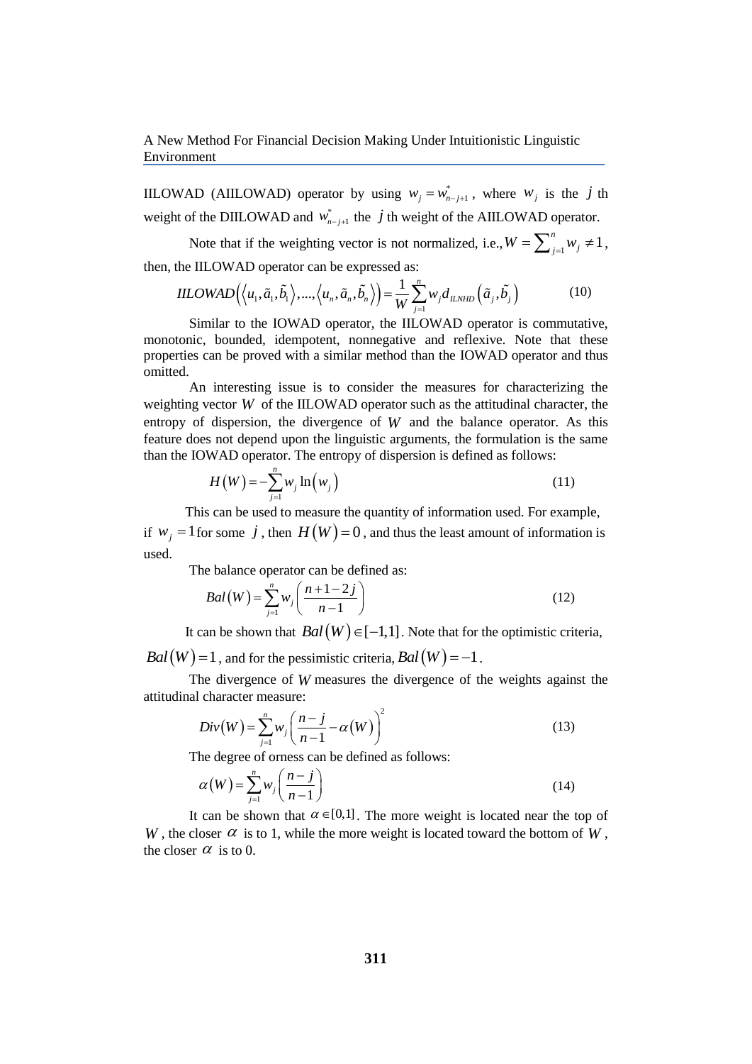IILOWAD (AIILOWAD) operator by using $w_j = w^*_{n-j+1}$, where $w_j$ is the $j$ th weight of the DIILOWAD and $w^*_{n-j+1}$ the $j$ th weight of the AIILOWAD operator.

Note that if the weighting vector is not normalized, i.e., $W = \sum_{j=1}^{n} w_j \neq 1$, then, the IILOWAD operator can be expressed as:

$$IILOWAD\left(\left\langle u_1, \tilde{a}_1, \tilde{b}_1 \right\rangle, ..., \left\langle u_n, \tilde{a}_n, \tilde{b}_n \right\rangle\right) = \frac{1}{W}\sum_{j=1}^{n} w_j d_{ILNHD}\left(\tilde{a}_j, \tilde{b}_j\right) \tag{10}$$

Similar to the IOWAD operator, the IILOWAD operator is commutative, monotonic, bounded, idempotent, nonnegative and reflexive. Note that these properties can be proved with a similar method than the IOWAD operator and thus omitted.

An interesting issue is to consider the measures for characterizing the weighting vector $W$ of the IILOWAD operator such as the attitudinal character, the entropy of dispersion, the divergence of $W$ and the balance operator. As this feature does not depend upon the linguistic arguments, the formulation is the same than the IOWAD operator. The entropy of dispersion is defined as follows:

$$H(W) = -\sum_{j=1}^{n} w_j \ln\left(w_j\right) \tag{11}$$

This can be used to measure the quantity of information used. For example, if $w_j = 1$ for some $j$, then $H(W) = 0$, and thus the least amount of information is used.

The balance operator can be defined as:

$$Bal(W) = \sum_{j=1}^{n} w_j \left(\frac{n+1-2j}{n-1}\right) \tag{12}$$

It can be shown that $Bal(W) \in [-1,1]$. Note that for the optimistic criteria, $Bal(W) = 1$, and for the pessimistic criteria, $Bal(W) = -1$.

The divergence of $W$ measures the divergence of the weights against the attitudinal character measure:

$$Div(W) = \sum_{j=1}^{n} w_j \left(\frac{n-j}{n-1} - \alpha(W)\right)^2 \tag{13}$$

The degree of orness can be defined as follows:

$$\alpha(W) = \sum_{j=1}^{n} w_j \left(\frac{n-j}{n-1}\right) \tag{14}$$

It can be shown that $\alpha \in [0,1]$. The more weight is located near the top of $W$, the closer $\alpha$ is to 1, while the more weight is located toward the bottom of $W$, the closer $\alpha$ is to 0.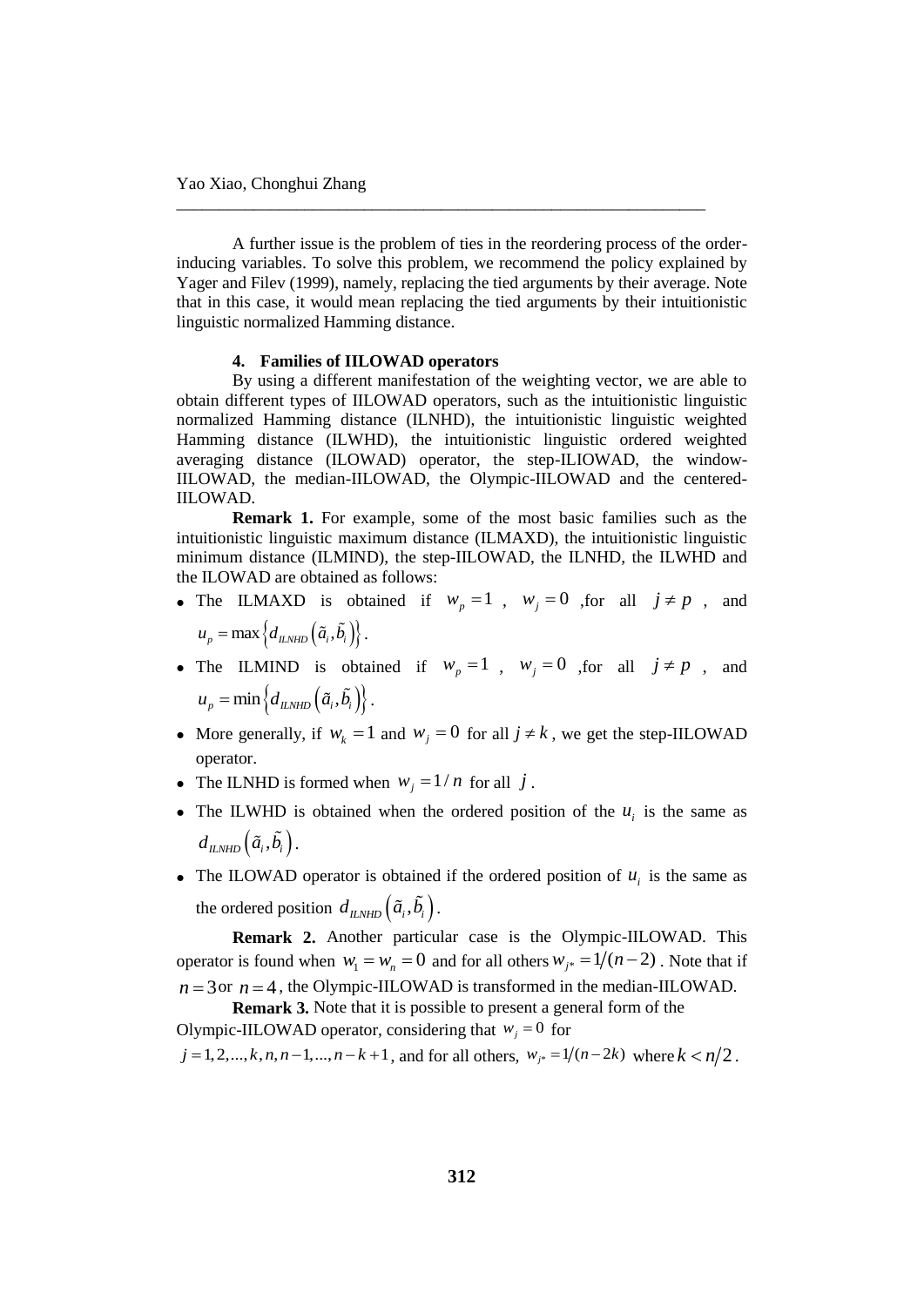A further issue is the problem of ties in the reordering process of the order-inducing variables. To solve this problem, we recommend the policy explained by Yager and Filev (1999), namely, replacing the tied arguments by their average. Note that in this case, it would mean replacing the tied arguments by their intuitionistic linguistic normalized Hamming distance.

#### 4. Families of IILOWAD operators

By using a different manifestation of the weighting vector, we are able to obtain different types of IILOWAD operators, such as the intuitionistic linguistic normalized Hamming distance (ILNHD), the intuitionistic linguistic weighted Hamming distance (ILWHD), the intuitionistic linguistic ordered weighted averaging distance (ILOWAD) operator, the step-ILIOWAD, the window-IILOWAD, the median-IILOWAD, the Olympic-IILOWAD and the centered-IILOWAD.

**Remark 1.** For example, some of the most basic families such as the intuitionistic linguistic maximum distance (ILMAXD), the intuitionistic linguistic minimum distance (ILMIND), the step-IILOWAD, the ILNHD, the ILWHD and the ILOWAD are obtained as follows:

- The ILMAXD is obtained if $w_p = 1$, $w_j = 0$ ,for all $j \neq p$, and $u_p = \max\left\{d_{ILNHD}\left(\tilde{a}_i, \tilde{b}_i\right)\right\}$.
- The ILMIND is obtained if $w_p = 1$, $w_j = 0$ ,for all $j \neq p$, and $u_p = \min\left\{d_{ILNHD}\left(\tilde{a}_i, \tilde{b}_i\right)\right\}$.
- More generally, if $w_k = 1$ and $w_j = 0$ for all $j \neq k$, we get the step-IILOWAD operator.
- The ILNHD is formed when $w_j = 1/n$ for all $j$.
- The ILWHD is obtained when the ordered position of the $u_i$ is the same as $d_{ILNHD}\left(\tilde{a}_i, \tilde{b}_i\right)$.
- The ILOWAD operator is obtained if the ordered position of $u_i$ is the same as the ordered position $d_{ILNHD}\left(\tilde{a}_i, \tilde{b}_i\right)$.

**Remark 2.** Another particular case is the Olympic-IILOWAD. This operator is found when $w_1 = w_n = 0$ and for all others $w_{j*} = 1/(n-2)$. Note that if $n = 3$ or $n = 4$, the Olympic-IILOWAD is transformed in the median-IILOWAD.

**Remark 3.** Note that it is possible to present a general form of the Olympic-IILOWAD operator, considering that $w_j = 0$ for $j = 1, 2, ..., k, n, n-1, ..., n-k+1$, and for all others, $w_{j*} = 1/(n-2k)$ where $k < n/2$.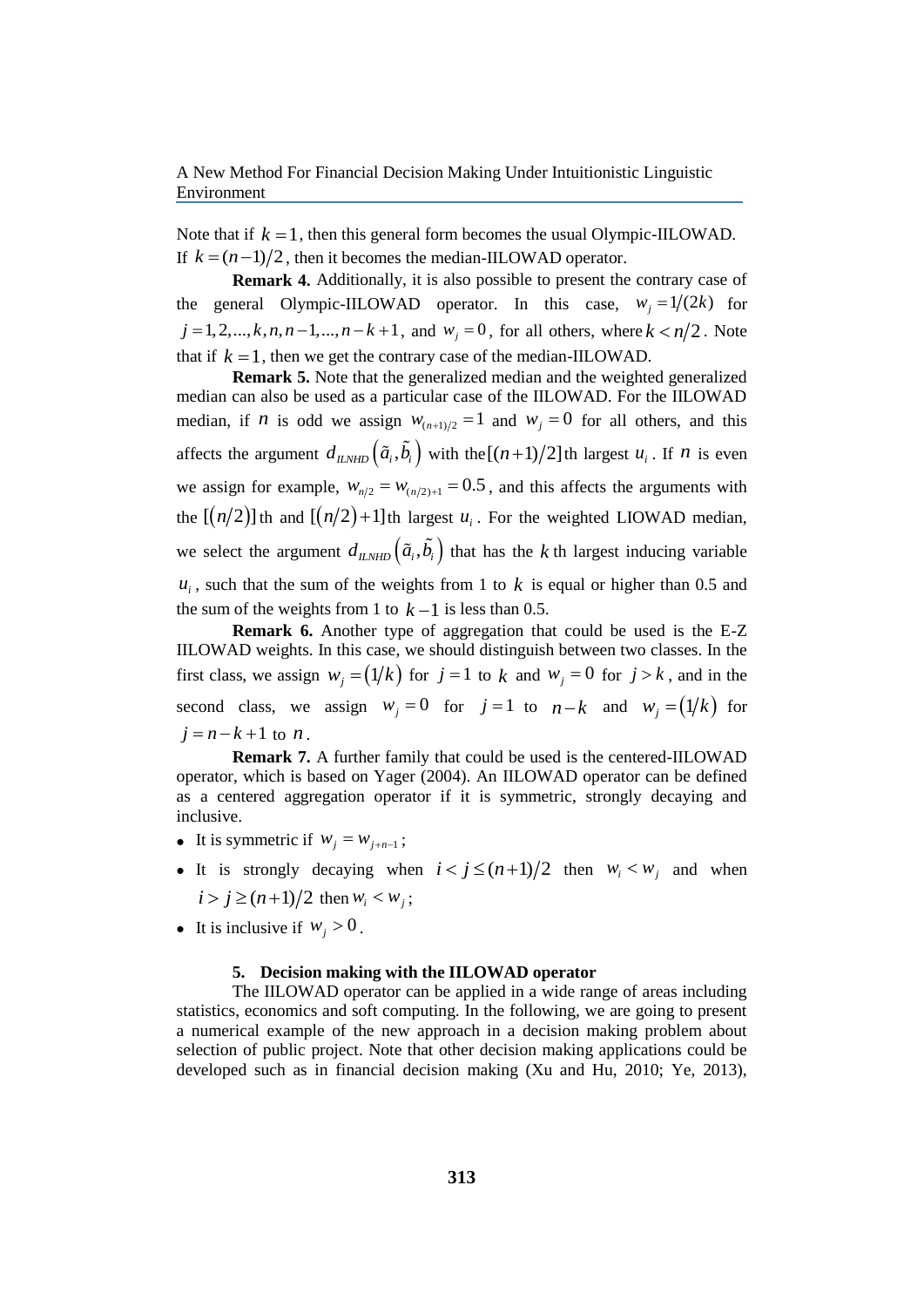Note that if $k = 1$, then this general form becomes the usual Olympic-IILOWAD. If $k = (n-1)/2$, then it becomes the median-IILOWAD operator.

**Remark 4.** Additionally, it is also possible to present the contrary case of the general Olympic-IILOWAD operator. In this case, $w_j = 1/(2k)$ for $j = 1, 2, ..., k, n, n-1, ..., n-k+1$, and $w_j = 0$, for all others, where $k < n/2$. Note that if $k = 1$, then we get the contrary case of the median-IILOWAD.

**Remark 5.** Note that the generalized median and the weighted generalized median can also be used as a particular case of the IILOWAD. For the IILOWAD median, if $n$ is odd we assign $w_{(n+1)/2} = 1$ and $w_j = 0$ for all others, and this affects the argument $d_{ILNHD}\left(\tilde{a}_i, \tilde{b}_i\right)$ with the $[(n+1)/2]$th largest $u_i$. If $n$ is even we assign for example, $w_{n/2} = w_{(n/2)+1} = 0.5$, and this affects the arguments with the $[(n/2)]$th and $[(n/2)+1]$th largest $u_i$. For the weighted LIOWAD median, we select the argument $d_{ILNHD}\left(\tilde{a}_i, \tilde{b}_i\right)$ that has the $k$th largest inducing variable $u_i$, such that the sum of the weights from 1 to $k$ is equal or higher than 0.5 and the sum of the weights from 1 to $k-1$ is less than 0.5.

**Remark 6.** Another type of aggregation that could be used is the E-Z IILOWAD weights. In this case, we should distinguish between two classes. In the first class, we assign $w_j = (1/k)$ for $j = 1$ to $k$ and $w_j = 0$ for $j > k$, and in the second class, we assign $w_j = 0$ for $j = 1$ to $n-k$ and $w_j = (1/k)$ for $j = n-k+1$ to $n$.

**Remark 7.** A further family that could be used is the centered-IILOWAD operator, which is based on Yager (2004). An IILOWAD operator can be defined as a centered aggregation operator if it is symmetric, strongly decaying and inclusive.

- It is symmetric if $w_j = w_{j+n-1}$;
- It is strongly decaying when $i < j \leq (n+1)/2$ then $w_i < w_j$ and when $i > j \geq (n+1)/2$ then $w_i < w_j$;
- It is inclusive if $w_j > 0$.

## 5. Decision making with the IILOWAD operator

The IILOWAD operator can be applied in a wide range of areas including statistics, economics and soft computing. In the following, we are going to present a numerical example of the new approach in a decision making problem about selection of public project. Note that other decision making applications could be developed such as in financial decision making (Xu and Hu, 2010; Ye, 2013),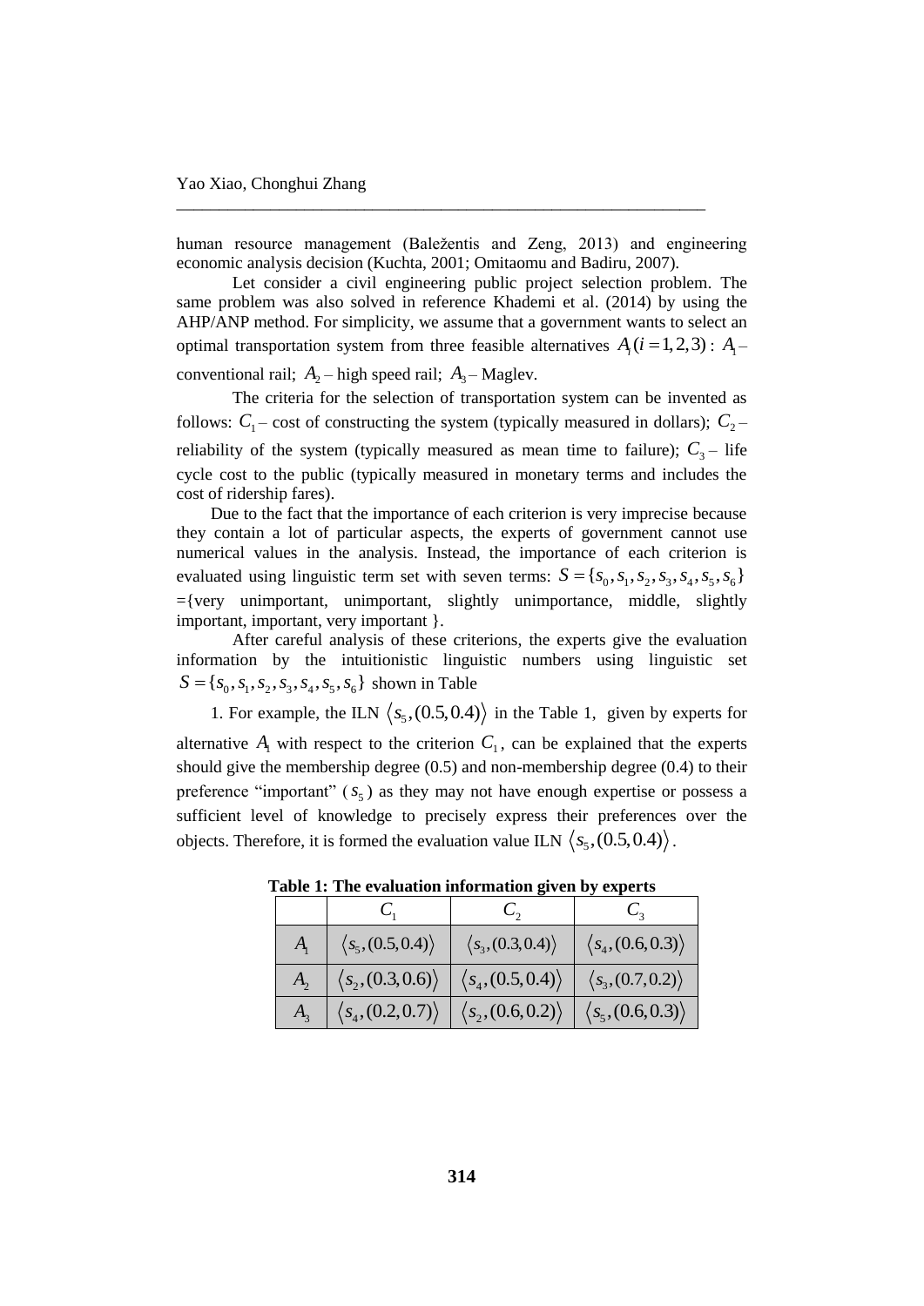human resource management (Baležentis and Zeng, 2013) and engineering economic analysis decision (Kuchta, 2001; Omitaomu and Badiru, 2007).

Let consider a civil engineering public project selection problem. The same problem was also solved in reference Khademi et al. (2014) by using the AHP/ANP method. For simplicity, we assume that a government wants to select an optimal transportation system from three feasible alternatives $A_i (i = 1, 2, 3)$: $A_1$ – conventional rail; $A_2$ – high speed rail; $A_3$ – Maglev.

The criteria for the selection of transportation system can be invented as follows: $C_1$ – cost of constructing the system (typically measured in dollars); $C_2$ – reliability of the system (typically measured as mean time to failure); $C_3$ – life cycle cost to the public (typically measured in monetary terms and includes the cost of ridership fares).

Due to the fact that the importance of each criterion is very imprecise because they contain a lot of particular aspects, the experts of government cannot use numerical values in the analysis. Instead, the importance of each criterion is evaluated using linguistic term set with seven terms: $S = \{s_0, s_1, s_2, s_3, s_4, s_5, s_6\}$ ={very unimportant, unimportant, slightly unimportance, middle, slightly important, important, very important }.

After careful analysis of these criterions, the experts give the evaluation information by the intuitionistic linguistic numbers using linguistic set $S = \{s_0, s_1, s_2, s_3, s_4, s_5, s_6\}$ shown in Table 1. For example, the ILN $\langle s_5, (0.5, 0.4)\rangle$ in the Table 1, given by experts for alternative $A_1$ with respect to the criterion $C_1$, can be explained that the experts should give the membership degree (0.5) and non-membership degree (0.4) to their preference "important" ($s_5$) as they may not have enough expertise or possess a sufficient level of knowledge to precisely express their preferences over the objects. Therefore, it is formed the evaluation value ILN $\langle s_5, (0.5, 0.4)\rangle$.

**Table 1: The evaluation information given by experts**

| | $C_1$ | $C_2$ | $C_3$ |
|---|---|---|---|
| $A_1$ | $\langle s_5, (0.5, 0.4)\rangle$ | $\langle s_3, (0.3, 0.4)\rangle$ | $\langle s_4, (0.6, 0.3)\rangle$ |
| $A_2$ | $\langle s_2, (0.3, 0.6)\rangle$ | $\langle s_4, (0.5, 0.4)\rangle$ | $\langle s_3, (0.7, 0.2)\rangle$ |
| $A_3$ | $\langle s_4, (0.2, 0.7)\rangle$ | $\langle s_2, (0.6, 0.2)\rangle$ | $\langle s_5, (0.6, 0.3)\rangle$ |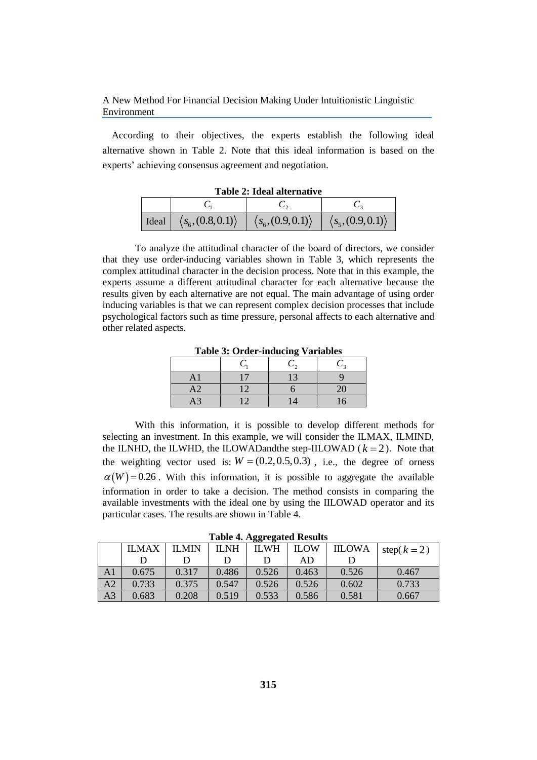According to their objectives, the experts establish the following ideal alternative shown in Table 2. Note that this ideal information is based on the experts' achieving consensus agreement and negotiation.

**Table 2: Ideal alternative**

| | $C_1$ | $C_2$ | $C_3$ |
|---|---|---|---|
| Ideal | $\langle s_6,(0.8,0.1)\rangle$ | $\langle s_6,(0.9,0.1)\rangle$ | $\langle s_5,(0.9,0.1)\rangle$ |

To analyze the attitudinal character of the board of directors, we consider that they use order-inducing variables shown in Table 3, which represents the complex attitudinal character in the decision process. Note that in this example, the experts assume a different attitudinal character for each alternative because the results given by each alternative are not equal. The main advantage of using order inducing variables is that we can represent complex decision processes that include psychological factors such as time pressure, personal affects to each alternative and other related aspects.

**Table 3: Order-inducing Variables**

| | $C_1$ | $C_2$ | $C_3$ |
|---|---|---|---|
| A1 | 17 | 13 | 9 |
| A2 | 12 | 6 | 20 |
| A3 | 12 | 14 | 16 |

With this information, it is possible to develop different methods for selecting an investment. In this example, we will consider the ILMAX, ILMIND, the ILNHD, the ILWHD, the ILOWADandthe step-IILOWAD ($k=2$). Note that the weighting vector used is: $W=(0.2,0.5,0.3)$ , i.e., the degree of orness $\alpha(W)=0.26$ . With this information, it is possible to aggregate the available information in order to take a decision. The method consists in comparing the available investments with the ideal one by using the IILOWAD operator and its particular cases. The results are shown in Table 4.

**Table 4. Aggregated Results**

| | ILMAXD | ILMIND | ILNHD | ILWHD | ILOWAD | IILOWAD | step($k=2$) |
|---|---|---|---|---|---|---|---|
| A1 | 0.675 | 0.317 | 0.486 | 0.526 | 0.463 | 0.526 | 0.467 |
| A2 | 0.733 | 0.375 | 0.547 | 0.526 | 0.526 | 0.602 | 0.733 |
| A3 | 0.683 | 0.208 | 0.519 | 0.533 | 0.586 | 0.581 | 0.667 |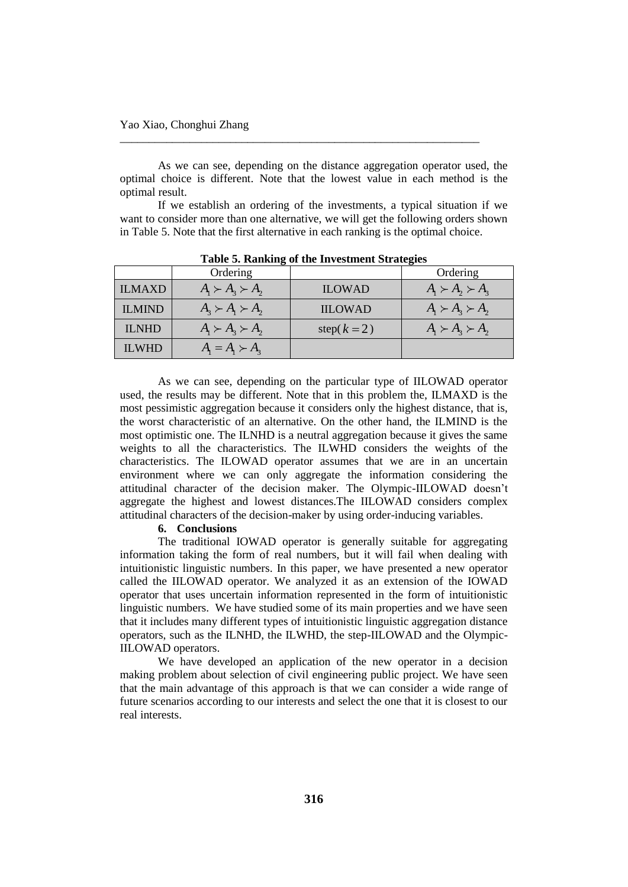As we can see, depending on the distance aggregation operator used, the optimal choice is different. Note that the lowest value in each method is the optimal result.

If we establish an ordering of the investments, a typical situation if we want to consider more than one alternative, we will get the following orders shown in Table 5. Note that the first alternative in each ranking is the optimal choice.

**Table 5. Ranking of the Investment Strategies**

| | Ordering | | Ordering |
|---|---|---|---|
| ILMAXD | $A_1 \succ A_3 \succ A_2$ | ILOWAD | $A_1 \succ A_2 \succ A_3$ |
| ILMIND | $A_3 \succ A_1 \succ A_2$ | IILOWAD | $A_1 \succ A_3 \succ A_2$ |
| ILNHD | $A_1 \succ A_3 \succ A_2$ | step($k = 2$) | $A_1 \succ A_3 \succ A_2$ |
| ILWHD | $A_1 = A_1 \succ A_3$ | | |

As we can see, depending on the particular type of IILOWAD operator used, the results may be different. Note that in this problem the, ILMAXD is the most pessimistic aggregation because it considers only the highest distance, that is, the worst characteristic of an alternative. On the other hand, the ILMIND is the most optimistic one. The ILNHD is a neutral aggregation because it gives the same weights to all the characteristics. The ILWHD considers the weights of the characteristics. The ILOWAD operator assumes that we are in an uncertain environment where we can only aggregate the information considering the attitudinal character of the decision maker. The Olympic-IILOWAD doesn't aggregate the highest and lowest distances.The IILOWAD considers complex attitudinal characters of the decision-maker by using order-inducing variables.

## 6. Conclusions

The traditional IOWAD operator is generally suitable for aggregating information taking the form of real numbers, but it will fail when dealing with intuitionistic linguistic numbers. In this paper, we have presented a new operator called the IILOWAD operator. We analyzed it as an extension of the IOWAD operator that uses uncertain information represented in the form of intuitionistic linguistic numbers. We have studied some of its main properties and we have seen that it includes many different types of intuitionistic linguistic aggregation distance operators, such as the ILNHD, the ILWHD, the step-IILOWAD and the Olympic-IILOWAD operators.

We have developed an application of the new operator in a decision making problem about selection of civil engineering public project. We have seen that the main advantage of this approach is that we can consider a wide range of future scenarios according to our interests and select the one that it is closest to our real interests.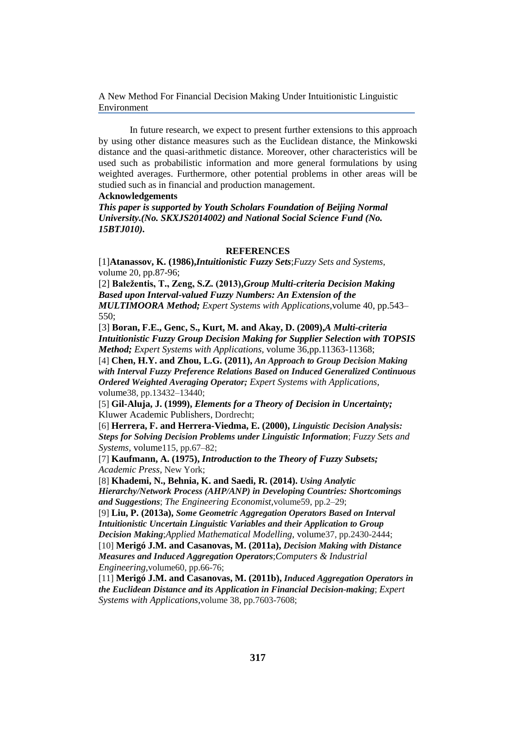In future research, we expect to present further extensions to this approach by using other distance measures such as the Euclidean distance, the Minkowski distance and the quasi-arithmetic distance. Moreover, other characteristics will be used such as probabilistic information and more general formulations by using weighted averages. Furthermore, other potential problems in other areas will be studied such as in financial and production management.

**Acknowledgements**

***This paper is supported by Youth Scholars Foundation of Beijing Normal University.(No. SKXJS2014002) and National Social Science Fund (No. 15BTJ010).***

## REFERENCES

[1]**Atanassov, K. (1986),*Intuitionistic Fuzzy Sets***;*Fuzzy Sets and Systems*, volume 20, pp.87-96;

[2] **Baležentis, T., Zeng, S.Z. (2013),*Group Multi-criteria Decision Making Based upon Interval-valued Fuzzy Numbers: An Extension of the MULTIMOORA Method;*** *Expert Systems with Applications*,volume 40, pp.543–550;

[3] **Boran, F.E., Genc, S., Kurt, M. and Akay, D. (2009),*A Multi-criteria Intuitionistic Fuzzy Group Decision Making for Supplier Selection with TOPSIS Method;*** *Expert Systems with Applications*, volume 36,pp.11363-11368;

[4] **Chen, H.Y. and Zhou, L.G. (2011), *An Approach to Group Decision Making with Interval Fuzzy Preference Relations Based on Induced Generalized Continuous Ordered Weighted Averaging Operator;*** *Expert Systems with Applications*, volume38, pp.13432–13440;

[5] **Gil-Aluja, J. (1999), *Elements for a Theory of Decision in Uncertainty;*** Kluwer Academic Publishers, Dordrecht;

[6] **Herrera, F. and Herrera-Viedma, E. (2000), *Linguistic Decision Analysis: Steps for Solving Decision Problems under Linguistic Information***; *Fuzzy Sets and Systems*, volume115, pp.67–82;

[7] **Kaufmann, A. (1975), *Introduction to the Theory of Fuzzy Subsets;*** *Academic Press*, New York;

[8] **Khademi, N., Behnia, K. and Saedi, R. (2014).** ***Using Analytic Hierarchy/Network Process (AHP/ANP) in Developing Countries: Shortcomings and Suggestions***; *The Engineering Economist*,volume59, pp.2–29;

[9] **Liu, P. (2013a), *Some Geometric Aggregation Operators Based on Interval Intuitionistic Uncertain Linguistic Variables and their Application to Group Decision Making***;*Applied Mathematical Modelling*, volume37, pp.2430-2444;

[10] **Merigó J.M. and Casanovas, M. (2011a), *Decision Making with Distance Measures and Induced Aggregation Operators***;*Computers & Industrial Engineering*,volume60, pp.66-76;

[11] **Merigó J.M. and Casanovas, M. (2011b), *Induced Aggregation Operators in the Euclidean Distance and its Application in Financial Decision-making***; *Expert Systems with Applications*,volume 38, pp.7603-7608;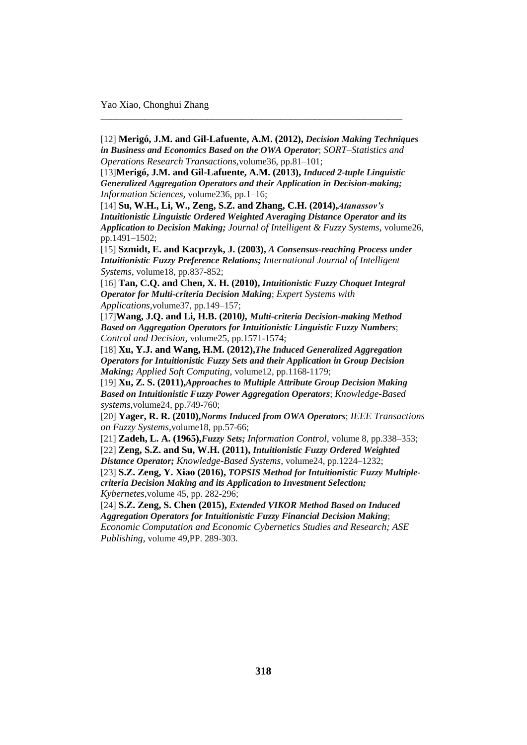[12] **Merigó, J.M. and Gil-Lafuente, A.M. (2012),** ***Decision Making Techniques in Business and Economics Based on the OWA Operator***; *SORT–Statistics and Operations Research Transactions*,volume36, pp.81–101;

[13]**Merigó, J.M. and Gil-Lafuente, A.M. (2013),** ***Induced 2-tuple Linguistic Generalized Aggregation Operators and their Application in Decision-making;*** *Information Sciences*, volume236, pp.1–16;

[14] **Su, W.H., Li, W., Zeng, S.Z. and Zhang, C.H. (2014),*****Atanassov's Intuitionistic Linguistic Ordered Weighted Averaging Distance Operator and its Application to Decision Making;*** *Journal of Intelligent & Fuzzy Systems*, volume26, pp.1491–1502;

[15] **Szmidt, E. and Kacprzyk, J. (2003),** ***A Consensus-reaching Process under Intuitionistic Fuzzy Preference Relations;*** *International Journal of Intelligent Systems*, volume18, pp.837-852;

[16] **Tan, C.Q. and Chen, X. H. (2010),** ***Intuitionistic Fuzzy Choquet Integral Operator for Multi-criteria Decision Making***; *Expert Systems with Applications*,volume37, pp.149–157;

[17]**Wang, J.Q. and Li, H.B. (2010),** ***Multi-criteria Decision-making Method Based on Aggregation Operators for Intuitionistic Linguistic Fuzzy Numbers***; *Control and Decision*, volume25, pp.1571-1574;

[18] **Xu, Y.J. and Wang, H.M. (2012),*****The Induced Generalized Aggregation Operators for Intuitionistic Fuzzy Sets and their Application in Group Decision Making;*** *Applied Soft Computing*, volume12, pp.1168-1179;

[19] **Xu, Z. S. (2011),*****Approaches to Multiple Attribute Group Decision Making Based on Intuitionistic Fuzzy Power Aggregation Operators***; *Knowledge-Based systems*,volume24, pp.749-760;

[20] **Yager, R. R. (2010),*****Norms Induced from OWA Operators***; *IEEE Transactions on Fuzzy Systems*,volume18, pp.57-66;

[21] **Zadeh, L. A. (1965),*****Fuzzy Sets;*** *Information Control*, volume 8, pp.338–353;

[22] **Zeng, S.Z. and Su, W.H. (2011),** ***Intuitionistic Fuzzy Ordered Weighted Distance Operator;*** *Knowledge-Based Systems*, volume24, pp.1224–1232;

[23] **S.Z. Zeng, Y. Xiao (2016),** ***TOPSIS Method for Intuitionistic Fuzzy Multiple-criteria Decision Making and its Application to Investment Selection;*** *Kybernetes*,volume 45, pp. 282-296;

[24] **S.Z. Zeng, S. Chen (2015),** ***Extended VIKOR Method Based on Induced Aggregation Operators for Intuitionistic Fuzzy Financial Decision Making***; *Economic Computation and Economic Cybernetics Studies and Research; ASE Publishing*, volume 49,PP. 289-303.